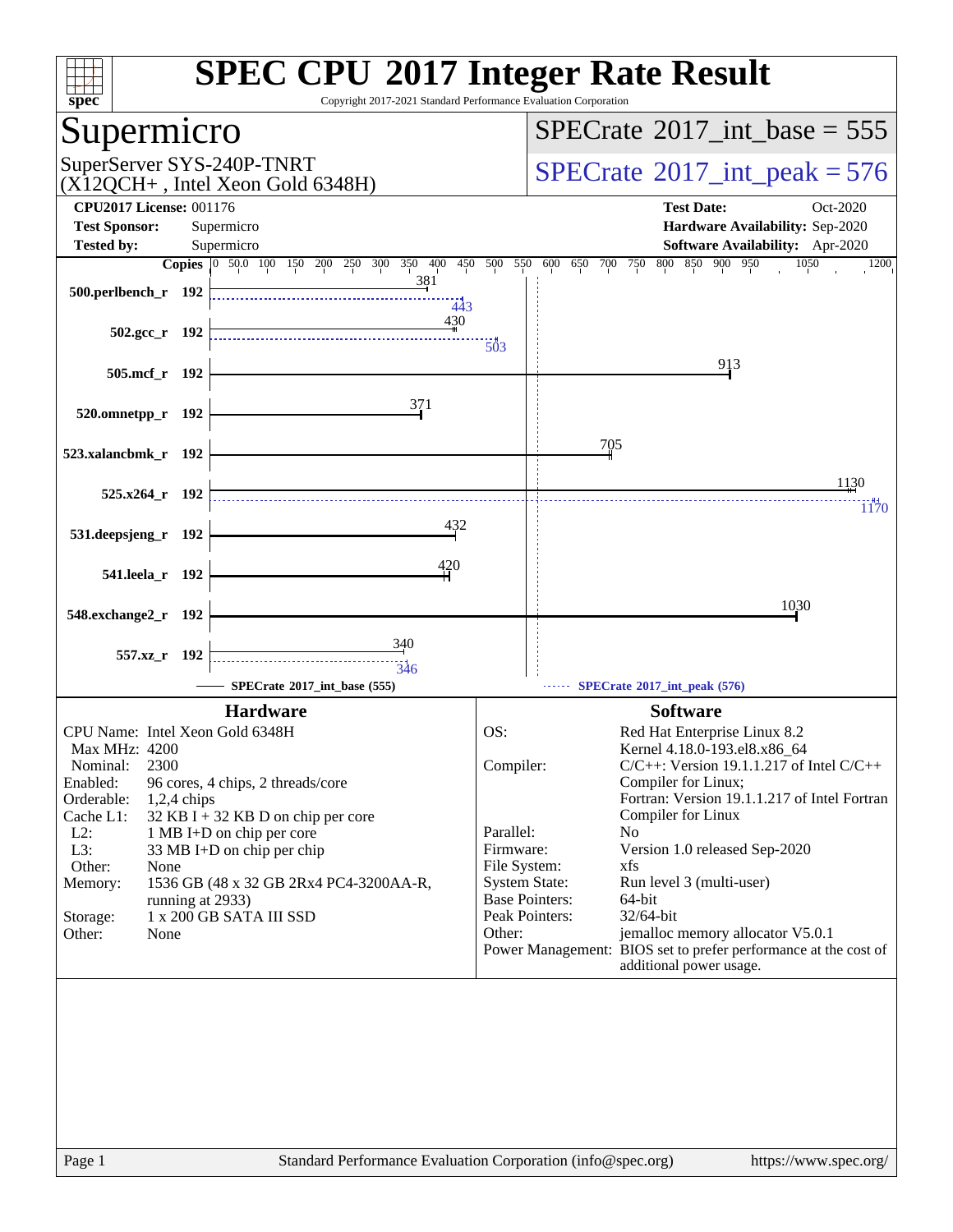# SPEC CPU 2017 Integer Rate Result

Copyright 2017-2021 Standard Performance Evaluation Corporation

## Supermicro

SuperServer SYS-240P-TNRT
(X12QCH+ , Intel Xeon Gold 6348H)

**SPECrate 2017_int_base = 555**

**SPECrate 2017_int_peak = 576**

| | | | |
|---|---|---|---|
| **CPU2017 License:** | 001176 | **Test Date:** | Oct-2020 |
| **Test Sponsor:** | Supermicro | **Hardware Availability:** | Sep-2020 |
| **Tested by:** | Supermicro | **Software Availability:** | Apr-2020 |

| Benchmark | Copies | SPECrate 2017_int_base (555) | SPECrate 2017_int_peak (576) |
|---|---|---|---|
| 500.perlbench_r | 192 | 381 | 443 |
| 502.gcc_r | 192 | 430 | 503 |
| 505.mcf_r | 192 | 913 | |
| 520.omnetpp_r | 192 | 371 | |
| 523.xalancbmk_r | 192 | 705 | |
| 525.x264_r | 192 | 1130 | 1170 |
| 531.deepsjeng_r | 192 | 432 | |
| 541.leela_r | 192 | 420 | |
| 548.exchange2_r | 192 | 1030 | |
| 557.xz_r | 192 | 340 | 346 |

### Hardware

| | |
|---|---|
| CPU Name: | Intel Xeon Gold 6348H |
| Max MHz: | 4200 |
| Nominal: | 2300 |
| Enabled: | 96 cores, 4 chips, 2 threads/core |
| Orderable: | 1,2,4 chips |
| Cache L1: | 32 KB I + 32 KB D on chip per core |
| L2: | 1 MB I+D on chip per core |
| L3: | 33 MB I+D on chip per chip |
| Other: | None |
| Memory: | 1536 GB (48 x 32 GB 2Rx4 PC4-3200AA-R, running at 2933) |
| Storage: | 1 x 200 GB SATA III SSD |
| Other: | None |

### Software

| | |
|---|---|
| OS: | Red Hat Enterprise Linux 8.2<br>Kernel 4.18.0-193.el8.x86_64 |
| Compiler: | C/C++: Version 19.1.1.217 of Intel C/C++ Compiler for Linux;<br>Fortran: Version 19.1.1.217 of Intel Fortran Compiler for Linux |
| Parallel: | No |
| Firmware: | Version 1.0 released Sep-2020 |
| File System: | xfs |
| System State: | Run level 3 (multi-user) |
| Base Pointers: | 64-bit |
| Peak Pointers: | 32/64-bit |
| Other: | jemalloc memory allocator V5.0.1 |
| Power Management: | BIOS set to prefer performance at the cost of additional power usage. |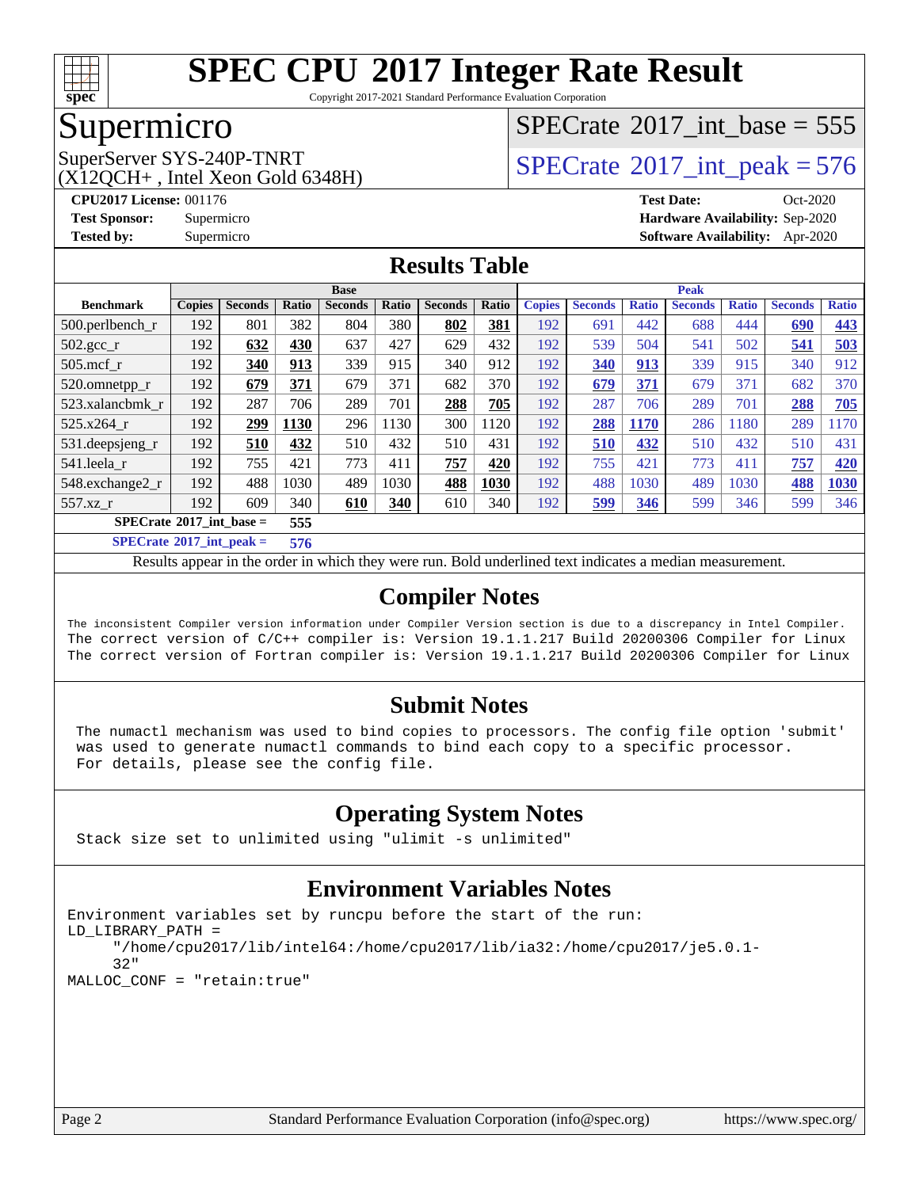# SPEC CPU 2017 Integer Rate Result

Copyright 2017-2021 Standard Performance Evaluation Corporation

## Supermicro

SuperServer SYS-240P-TNRT
(X12QCH+ , Intel Xeon Gold 6348H)

SPECrate 2017_int_base = 555

SPECrate 2017_int_peak = 576

**CPU2017 License:** 001176
**Test Sponsor:** Supermicro
**Tested by:** Supermicro

**Test Date:** Oct-2020
**Hardware Availability:** Sep-2020
**Software Availability:** Apr-2020

## Results Table

| Benchmark | Base | | | | | | | Peak | | | | | | |
|---|---|---|---|---|---|---|---|---|---|---|---|---|---|---|
| | Copies | Seconds | Ratio | Seconds | Ratio | Seconds | Ratio | Copies | Seconds | Ratio | Seconds | Ratio | Seconds | Ratio |
| 500.perlbench_r | 192 | 801 | 382 | 804 | 380 | **802** | **381** | 192 | 691 | 442 | 688 | 444 | **690** | **443** |
| 502.gcc_r | 192 | **632** | **430** | 637 | 427 | 629 | 432 | 192 | 539 | 504 | 541 | 502 | **541** | **503** |
| 505.mcf_r | 192 | **340** | **913** | 339 | 915 | 340 | 912 | 192 | **340** | **913** | 339 | 915 | 340 | 912 |
| 520.omnetpp_r | 192 | **679** | **371** | 679 | 371 | 682 | 370 | 192 | **679** | **371** | 679 | 371 | 682 | 370 |
| 523.xalancbmk_r | 192 | 287 | 706 | 289 | 701 | **288** | **705** | 192 | 287 | 706 | 289 | 701 | **288** | **705** |
| 525.x264_r | 192 | **299** | **1130** | 296 | 1130 | 300 | 1120 | 192 | **288** | **1170** | 286 | 1180 | 289 | 1170 |
| 531.deepsjeng_r | 192 | **510** | **432** | 510 | 432 | 510 | 431 | 192 | **510** | **432** | 510 | 432 | 510 | 431 |
| 541.leela_r | 192 | 755 | 421 | 773 | 411 | **757** | **420** | 192 | 755 | 421 | 773 | 411 | **757** | **420** |
| 548.exchange2_r | 192 | 488 | 1030 | 489 | 1030 | **488** | **1030** | 192 | 488 | 1030 | 489 | 1030 | **488** | **1030** |
| 557.xz_r | 192 | 609 | 340 | **610** | **340** | 610 | 340 | 192 | **599** | **346** | 599 | 346 | 599 | 346 |

**SPECrate 2017_int_base = 555**

**SPECrate 2017_int_peak = 576**

Results appear in the order in which they were run. Bold underlined text indicates a median measurement.

## Compiler Notes

```
The inconsistent Compiler version information under Compiler Version section is due to a discrepancy in Intel Compiler.
The correct version of C/C++ compiler is: Version 19.1.1.217 Build 20200306 Compiler for Linux
The correct version of Fortran compiler is: Version 19.1.1.217 Build 20200306 Compiler for Linux
```

## Submit Notes

```
The numactl mechanism was used to bind copies to processors. The config file option 'submit'
was used to generate numactl commands to bind each copy to a specific processor.
For details, please see the config file.
```

## Operating System Notes

```
Stack size set to unlimited using "ulimit -s unlimited"
```

## Environment Variables Notes

```
Environment variables set by runcpu before the start of the run:
LD_LIBRARY_PATH =
     "/home/cpu2017/lib/intel64:/home/cpu2017/lib/ia32:/home/cpu2017/je5.0.1-
     32"
MALLOC_CONF = "retain:true"
```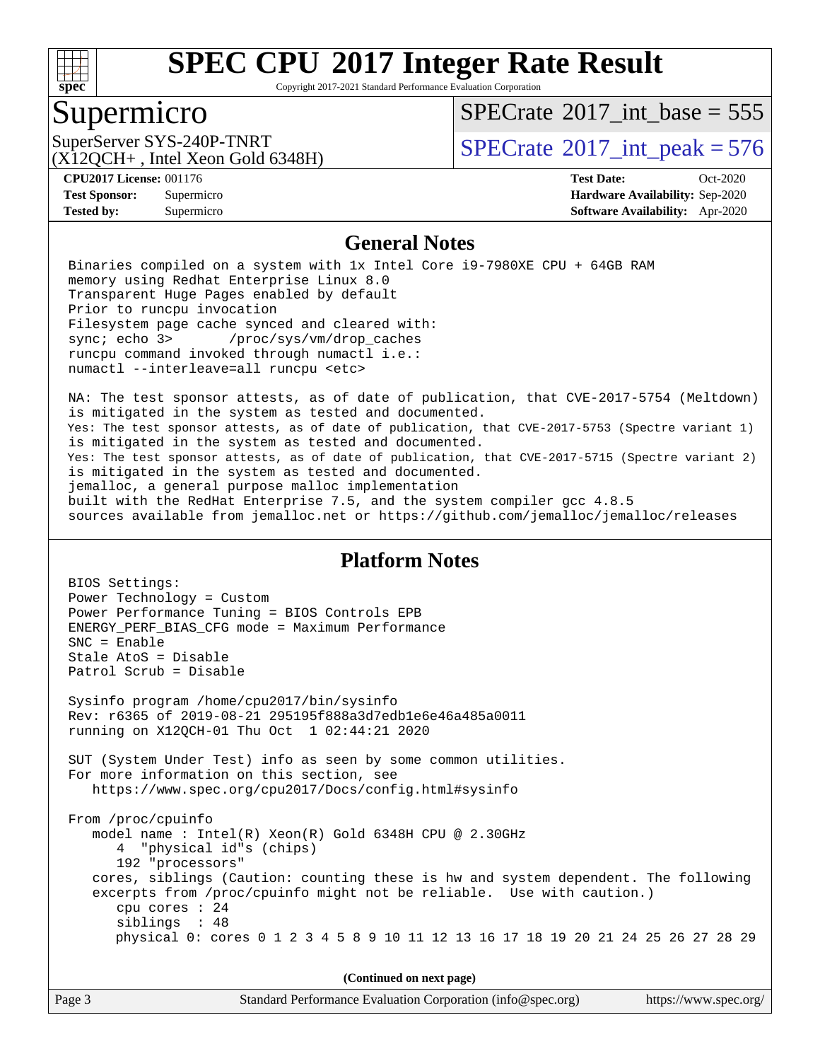# SPEC CPU 2017 Integer Rate Result

Copyright 2017-2021 Standard Performance Evaluation Corporation

## Supermicro

SuperServer SYS-240P-TNRT
(X12QCH+ , Intel Xeon Gold 6348H)

SPECrate 2017_int_base = 555

SPECrate 2017_int_peak = 576

**CPU2017 License:** 001176
**Test Sponsor:** Supermicro
**Tested by:** Supermicro

**Test Date:** Oct-2020
**Hardware Availability:** Sep-2020
**Software Availability:** Apr-2020

### General Notes

```
Binaries compiled on a system with 1x Intel Core i9-7980XE CPU + 64GB RAM
memory using Redhat Enterprise Linux 8.0
Transparent Huge Pages enabled by default
Prior to runcpu invocation
Filesystem page cache synced and cleared with:
sync; echo 3>       /proc/sys/vm/drop_caches
runcpu command invoked through numactl i.e.:
numactl --interleave=all runcpu <etc>

NA: The test sponsor attests, as of date of publication, that CVE-2017-5754 (Meltdown)
is mitigated in the system as tested and documented.
Yes: The test sponsor attests, as of date of publication, that CVE-2017-5753 (Spectre variant 1)
is mitigated in the system as tested and documented.
Yes: The test sponsor attests, as of date of publication, that CVE-2017-5715 (Spectre variant 2)
is mitigated in the system as tested and documented.
jemalloc, a general purpose malloc implementation
built with the RedHat Enterprise 7.5, and the system compiler gcc 4.8.5
sources available from jemalloc.net or https://github.com/jemalloc/jemalloc/releases
```

### Platform Notes

```
BIOS Settings:
Power Technology = Custom
Power Performance Tuning = BIOS Controls EPB
ENERGY_PERF_BIAS_CFG mode = Maximum Performance
SNC = Enable
Stale AtoS = Disable
Patrol Scrub = Disable

Sysinfo program /home/cpu2017/bin/sysinfo
Rev: r6365 of 2019-08-21 295195f888a3d7edb1e6e46a485a0011
running on X12QCH-01 Thu Oct  1 02:44:21 2020

SUT (System Under Test) info as seen by some common utilities.
For more information on this section, see
   https://www.spec.org/cpu2017/Docs/config.html#sysinfo

From /proc/cpuinfo
   model name : Intel(R) Xeon(R) Gold 6348H CPU @ 2.30GHz
      4  "physical id"s (chips)
      192 "processors"
   cores, siblings (Caution: counting these is hw and system dependent. The following
   excerpts from /proc/cpuinfo might not be reliable.  Use with caution.)
      cpu cores : 24
      siblings  : 48
      physical 0: cores 0 1 2 3 4 5 8 9 10 11 12 13 16 17 18 19 20 21 24 25 26 27 28 29
```

(Continued on next page)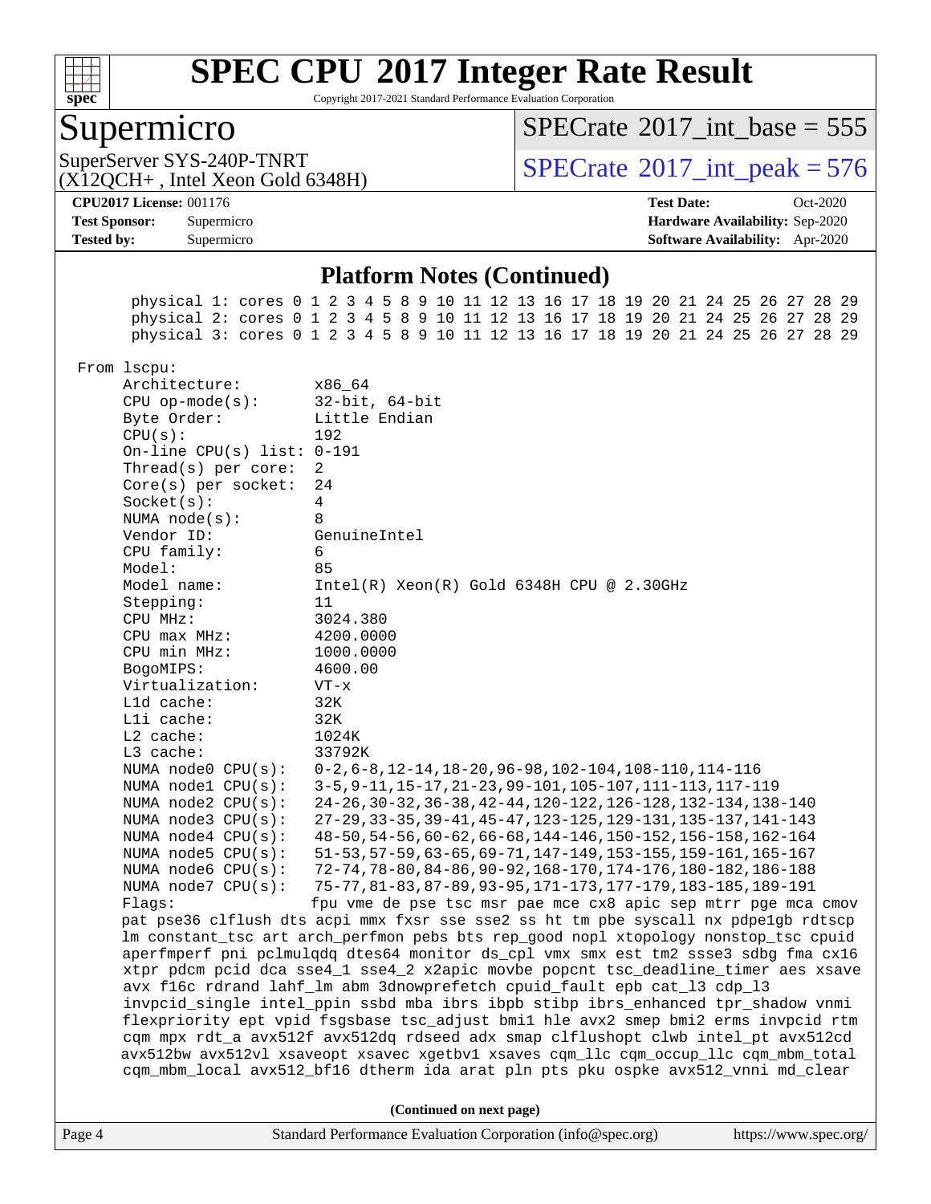## Platform Notes (Continued)

```
   physical 1: cores 0 1 2 3 4 5 8 9 10 11 12 13 16 17 18 19 20 21 24 25 26 27 28 29
   physical 2: cores 0 1 2 3 4 5 8 9 10 11 12 13 16 17 18 19 20 21 24 25 26 27 28 29
   physical 3: cores 0 1 2 3 4 5 8 9 10 11 12 13 16 17 18 19 20 21 24 25 26 27 28 29

From lscpu:
     Architecture:        x86_64
     CPU op-mode(s):      32-bit, 64-bit
     Byte Order:          Little Endian
     CPU(s):              192
     On-line CPU(s) list: 0-191
     Thread(s) per core:  2
     Core(s) per socket:  24
     Socket(s):           4
     NUMA node(s):        8
     Vendor ID:           GenuineIntel
     CPU family:          6
     Model:               85
     Model name:          Intel(R) Xeon(R) Gold 6348H CPU @ 2.30GHz
     Stepping:            11
     CPU MHz:             3024.380
     CPU max MHz:         4200.0000
     CPU min MHz:         1000.0000
     BogoMIPS:            4600.00
     Virtualization:      VT-x
     L1d cache:           32K
     L1i cache:           32K
     L2 cache:            1024K
     L3 cache:            33792K
     NUMA node0 CPU(s):   0-2,6-8,12-14,18-20,96-98,102-104,108-110,114-116
     NUMA node1 CPU(s):   3-5,9-11,15-17,21-23,99-101,105-107,111-113,117-119
     NUMA node2 CPU(s):   24-26,30-32,36-38,42-44,120-122,126-128,132-134,138-140
     NUMA node3 CPU(s):   27-29,33-35,39-41,45-47,123-125,129-131,135-137,141-143
     NUMA node4 CPU(s):   48-50,54-56,60-62,66-68,144-146,150-152,156-158,162-164
     NUMA node5 CPU(s):   51-53,57-59,63-65,69-71,147-149,153-155,159-161,165-167
     NUMA node6 CPU(s):   72-74,78-80,84-86,90-92,168-170,174-176,180-182,186-188
     NUMA node7 CPU(s):   75-77,81-83,87-89,93-95,171-173,177-179,183-185,189-191
     Flags:               fpu vme de pse tsc msr pae mce cx8 apic sep mtrr pge mca cmov
     pat pse36 clflush dts acpi mmx fxsr sse sse2 ss ht tm pbe syscall nx pdpe1gb rdtscp
     lm constant_tsc art arch_perfmon pebs bts rep_good nopl xtopology nonstop_tsc cpuid
     aperfmperf pni pclmulqdq dtes64 monitor ds_cpl vmx smx est tm2 ssse3 sdbg fma cx16
     xtpr pdcm pcid dca sse4_1 sse4_2 x2apic movbe popcnt tsc_deadline_timer aes xsave
     avx f16c rdrand lahf_lm abm 3dnowprefetch cpuid_fault epb cat_l3 cdp_l3
     invpcid_single intel_ppin ssbd mba ibrs ibpb stibp ibrs_enhanced tpr_shadow vnmi
     flexpriority ept vpid fsgsbase tsc_adjust bmi1 hle avx2 smep bmi2 erms invpcid rtm
     cqm mpx rdt_a avx512f avx512dq rdseed adx smap clflushopt clwb intel_pt avx512cd
     avx512bw avx512vl xsaveopt xsavec xgetbv1 xsaves cqm_llc cqm_occup_llc cqm_mbm_total
     cqm_mbm_local avx512_bf16 dtherm ida arat pln pts pku ospke avx512_vnni md_clear
```

**(Continued on next page)**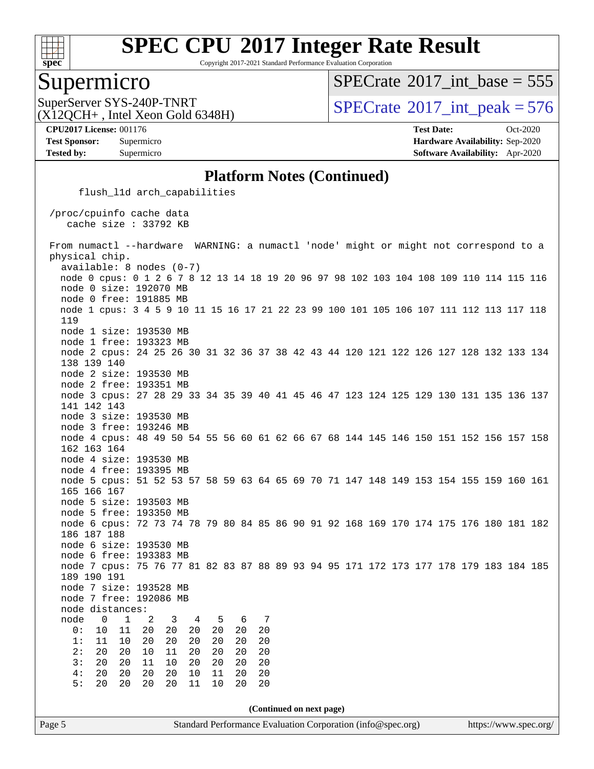# SPEC CPU 2017 Integer Rate Result

Copyright 2017-2021 Standard Performance Evaluation Corporation

## Supermicro

SuperServer SYS-240P-TNRT
(X12QCH+ , Intel Xeon Gold 6348H)

SPECrate 2017_int_base = 555

SPECrate 2017_int_peak = 576

**CPU2017 License:** 001176
**Test Sponsor:** Supermicro
**Tested by:** Supermicro

**Test Date:** Oct-2020
**Hardware Availability:** Sep-2020
**Software Availability:** Apr-2020

### Platform Notes (Continued)

```
      flush_l1d arch_capabilities

 /proc/cpuinfo cache data
    cache size : 33792 KB

 From numactl --hardware  WARNING: a numactl 'node' might or might not correspond to a
 physical chip.
   available: 8 nodes (0-7)
   node 0 cpus: 0 1 2 6 7 8 12 13 14 18 19 20 96 97 98 102 103 104 108 109 110 114 115 116
   node 0 size: 192070 MB
   node 0 free: 191885 MB
   node 1 cpus: 3 4 5 9 10 11 15 16 17 21 22 23 99 100 101 105 106 107 111 112 113 117 118
   119
   node 1 size: 193530 MB
   node 1 free: 193323 MB
   node 2 cpus: 24 25 26 30 31 32 36 37 38 42 43 44 120 121 122 126 127 128 132 133 134
   138 139 140
   node 2 size: 193530 MB
   node 2 free: 193351 MB
   node 3 cpus: 27 28 29 33 34 35 39 40 41 45 46 47 123 124 125 129 130 131 135 136 137
   141 142 143
   node 3 size: 193530 MB
   node 3 free: 193246 MB
   node 4 cpus: 48 49 50 54 55 56 60 61 62 66 67 68 144 145 146 150 151 152 156 157 158
   162 163 164
   node 4 size: 193530 MB
   node 4 free: 193395 MB
   node 5 cpus: 51 52 53 57 58 59 63 64 65 69 70 71 147 148 149 153 154 155 159 160 161
   165 166 167
   node 5 size: 193503 MB
   node 5 free: 193350 MB
   node 6 cpus: 72 73 74 78 79 80 84 85 86 90 91 92 168 169 170 174 175 176 180 181 182
   186 187 188
   node 6 size: 193530 MB
   node 6 free: 193383 MB
   node 7 cpus: 75 76 77 81 82 83 87 88 89 93 94 95 171 172 173 177 178 179 183 184 185
   189 190 191
   node 7 size: 193528 MB
   node 7 free: 192086 MB
   node distances:
   node   0   1   2   3   4   5   6   7
     0:  10  11  20  20  20  20  20  20
     1:  11  10  20  20  20  20  20  20
     2:  20  20  10  11  20  20  20  20
     3:  20  20  11  10  20  20  20  20
     4:  20  20  20  20  10  11  20  20
     5:  20  20  20  20  11  10  20  20
```

**(Continued on next page)**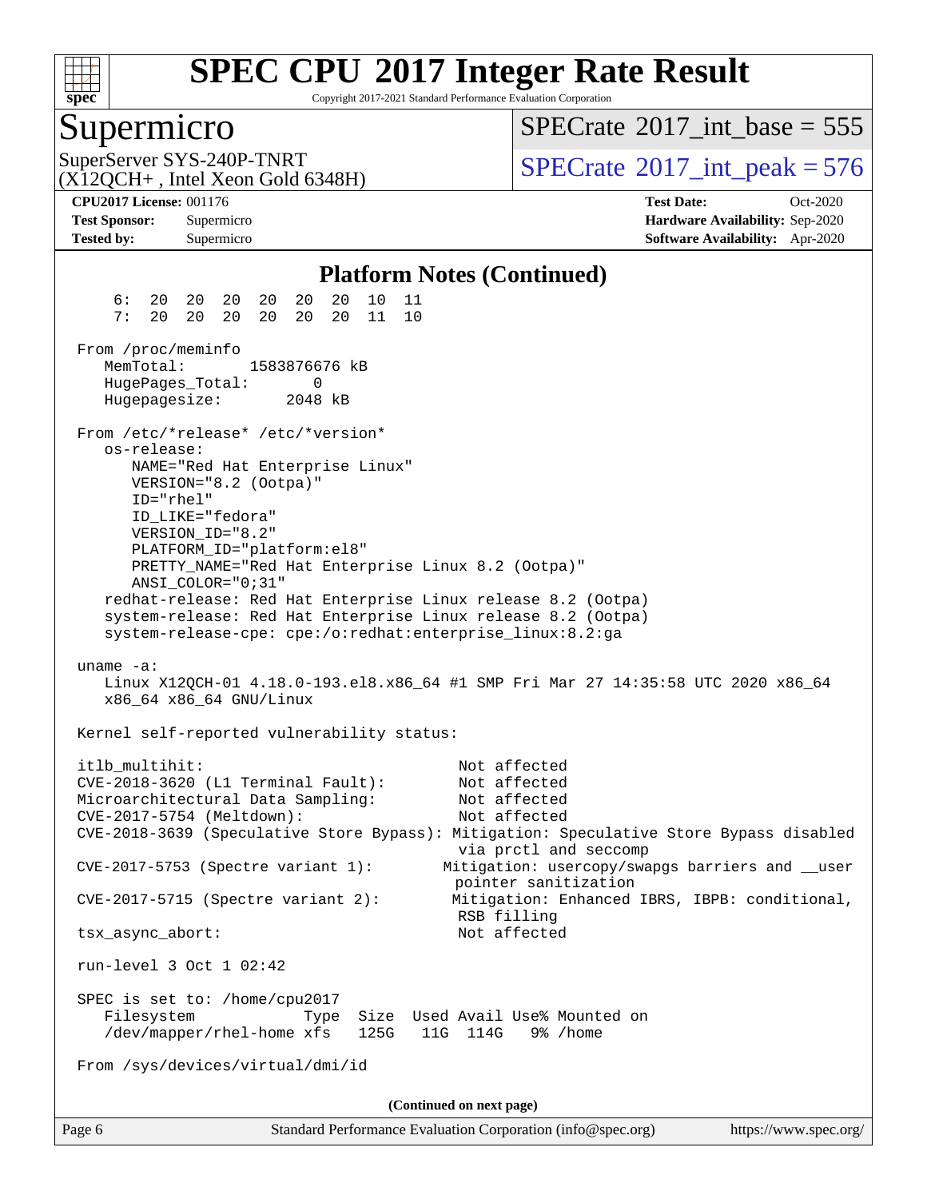# SPEC CPU 2017 Integer Rate Result

Copyright 2017-2021 Standard Performance Evaluation Corporation

## Supermicro

SuperServer SYS-240P-TNRT
(X12QCH+ , Intel Xeon Gold 6348H)

SPECrate 2017_int_base = 555

SPECrate 2017_int_peak = 576

**CPU2017 License:** 001176
**Test Sponsor:** Supermicro
**Tested by:** Supermicro

**Test Date:** Oct-2020
**Hardware Availability:** Sep-2020
**Software Availability:** Apr-2020

### Platform Notes (Continued)

```
     6:  20  20  20  20  20  20  10  11
     7:  20  20  20  20  20  20  11  10

 From /proc/meminfo
    MemTotal:       1583876676 kB
    HugePages_Total:       0
    Hugepagesize:       2048 kB

 From /etc/*release* /etc/*version*
    os-release:
       NAME="Red Hat Enterprise Linux"
       VERSION="8.2 (Ootpa)"
       ID="rhel"
       ID_LIKE="fedora"
       VERSION_ID="8.2"
       PLATFORM_ID="platform:el8"
       PRETTY_NAME="Red Hat Enterprise Linux 8.2 (Ootpa)"
       ANSI_COLOR="0;31"
    redhat-release: Red Hat Enterprise Linux release 8.2 (Ootpa)
    system-release: Red Hat Enterprise Linux release 8.2 (Ootpa)
    system-release-cpe: cpe:/o:redhat:enterprise_linux:8.2:ga

 uname -a:
    Linux X12QCH-01 4.18.0-193.el8.x86_64 #1 SMP Fri Mar 27 14:35:58 UTC 2020 x86_64
    x86_64 x86_64 GNU/Linux

 Kernel self-reported vulnerability status:

 itlb_multihit:                                         Not affected
 CVE-2018-3620 (L1 Terminal Fault):                     Not affected
 Microarchitectural Data Sampling:                      Not affected
 CVE-2017-5754 (Meltdown):                              Not affected
 CVE-2018-3639 (Speculative Store Bypass): Mitigation: Speculative Store Bypass disabled
                                                        via prctl and seccomp
 CVE-2017-5753 (Spectre variant 1):                   Mitigation: usercopy/swapgs barriers and __user
                                                        pointer sanitization
 CVE-2017-5715 (Spectre variant 2):                    Mitigation: Enhanced IBRS, IBPB: conditional,
                                                        RSB filling
 tsx_async_abort:                                       Not affected

 run-level 3 Oct 1 02:42

 SPEC is set to: /home/cpu2017
    Filesystem             Type  Size  Used Avail Use% Mounted on
    /dev/mapper/rhel-home xfs    125G   11G  114G   9% /home

 From /sys/devices/virtual/dmi/id
```

**(Continued on next page)**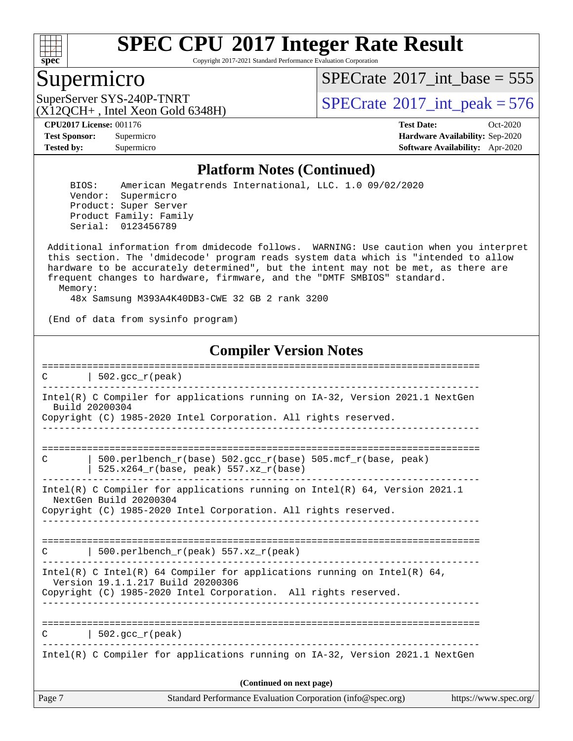## Platform Notes (Continued)

```
    BIOS:    American Megatrends International, LLC. 1.0 09/02/2020
    Vendor:  Supermicro
    Product: Super Server
    Product Family: Family
    Serial:  0123456789

 Additional information from dmidecode follows.  WARNING: Use caution when you interpret
 this section. The 'dmidecode' program reads system data which is "intended to allow
 hardware to be accurately determined", but the intent may not be met, as there are
 frequent changes to hardware, firmware, and the "DMTF SMBIOS" standard.
   Memory:
      48x Samsung M393A4K40DB3-CWE 32 GB 2 rank 3200

 (End of data from sysinfo program)
```

## Compiler Version Notes

```
==============================================================================
C       | 502.gcc_r(peak)
------------------------------------------------------------------------------
Intel(R) C Compiler for applications running on IA-32, Version 2021.1 NextGen
  Build 20200304
Copyright (C) 1985-2020 Intel Corporation. All rights reserved.
------------------------------------------------------------------------------

==============================================================================
C       | 500.perlbench_r(base) 502.gcc_r(base) 505.mcf_r(base, peak)
        | 525.x264_r(base, peak) 557.xz_r(base)
------------------------------------------------------------------------------
Intel(R) C Compiler for applications running on Intel(R) 64, Version 2021.1
  NextGen Build 20200304
Copyright (C) 1985-2020 Intel Corporation. All rights reserved.
------------------------------------------------------------------------------

==============================================================================
C       | 500.perlbench_r(peak) 557.xz_r(peak)
------------------------------------------------------------------------------
Intel(R) C Intel(R) 64 Compiler for applications running on Intel(R) 64,
  Version 19.1.1.217 Build 20200306
Copyright (C) 1985-2020 Intel Corporation.  All rights reserved.
------------------------------------------------------------------------------

==============================================================================
C       | 502.gcc_r(peak)
------------------------------------------------------------------------------
Intel(R) C Compiler for applications running on IA-32, Version 2021.1 NextGen
```

(Continued on next page)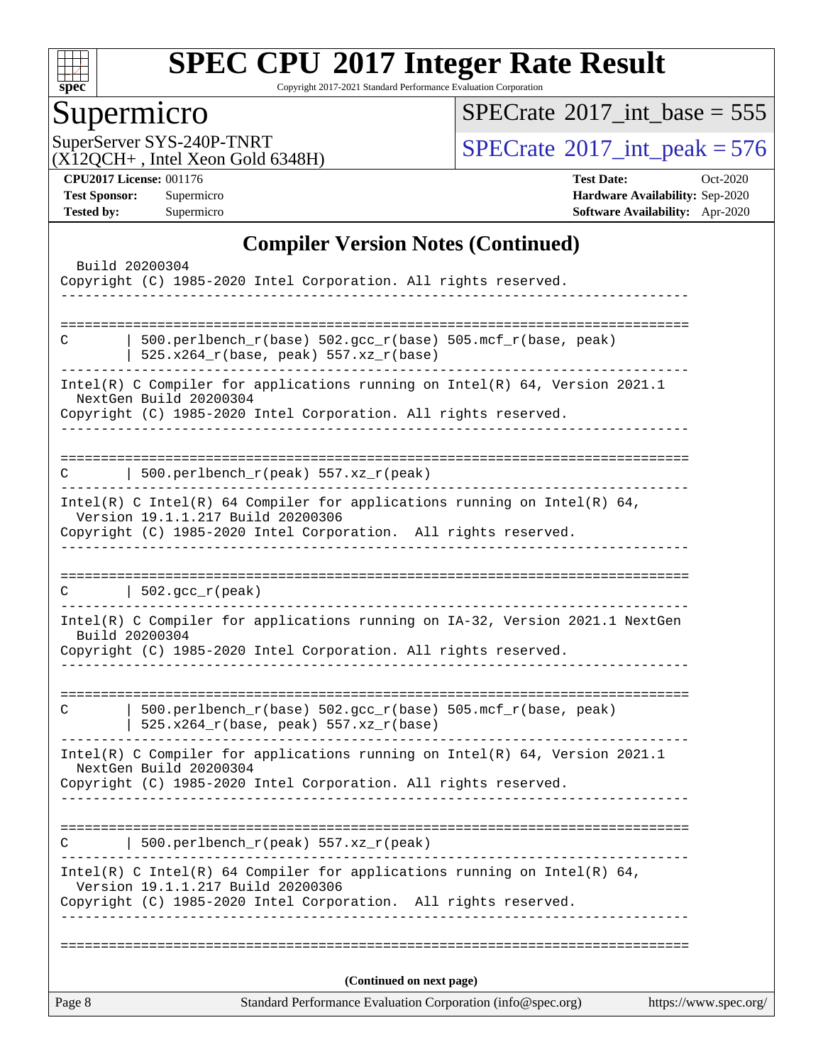## Compiler Version Notes (Continued)

```
  Build 20200304
Copyright (C) 1985-2020 Intel Corporation. All rights reserved.
------------------------------------------------------------------------------

==============================================================================
C       | 500.perlbench_r(base) 502.gcc_r(base) 505.mcf_r(base, peak)
        | 525.x264_r(base, peak) 557.xz_r(base)
------------------------------------------------------------------------------
Intel(R) C Compiler for applications running on Intel(R) 64, Version 2021.1
  NextGen Build 20200304
Copyright (C) 1985-2020 Intel Corporation. All rights reserved.
------------------------------------------------------------------------------

==============================================================================
C       | 500.perlbench_r(peak) 557.xz_r(peak)
------------------------------------------------------------------------------
Intel(R) C Intel(R) 64 Compiler for applications running on Intel(R) 64,
  Version 19.1.1.217 Build 20200306
Copyright (C) 1985-2020 Intel Corporation.  All rights reserved.
------------------------------------------------------------------------------

==============================================================================
C       | 502.gcc_r(peak)
------------------------------------------------------------------------------
Intel(R) C Compiler for applications running on IA-32, Version 2021.1 NextGen
  Build 20200304
Copyright (C) 1985-2020 Intel Corporation. All rights reserved.
------------------------------------------------------------------------------

==============================================================================
C       | 500.perlbench_r(base) 502.gcc_r(base) 505.mcf_r(base, peak)
        | 525.x264_r(base, peak) 557.xz_r(base)
------------------------------------------------------------------------------
Intel(R) C Compiler for applications running on Intel(R) 64, Version 2021.1
  NextGen Build 20200304
Copyright (C) 1985-2020 Intel Corporation. All rights reserved.
------------------------------------------------------------------------------

==============================================================================
C       | 500.perlbench_r(peak) 557.xz_r(peak)
------------------------------------------------------------------------------
Intel(R) C Intel(R) 64 Compiler for applications running on Intel(R) 64,
  Version 19.1.1.217 Build 20200306
Copyright (C) 1985-2020 Intel Corporation.  All rights reserved.
------------------------------------------------------------------------------

==============================================================================
```

**(Continued on next page)**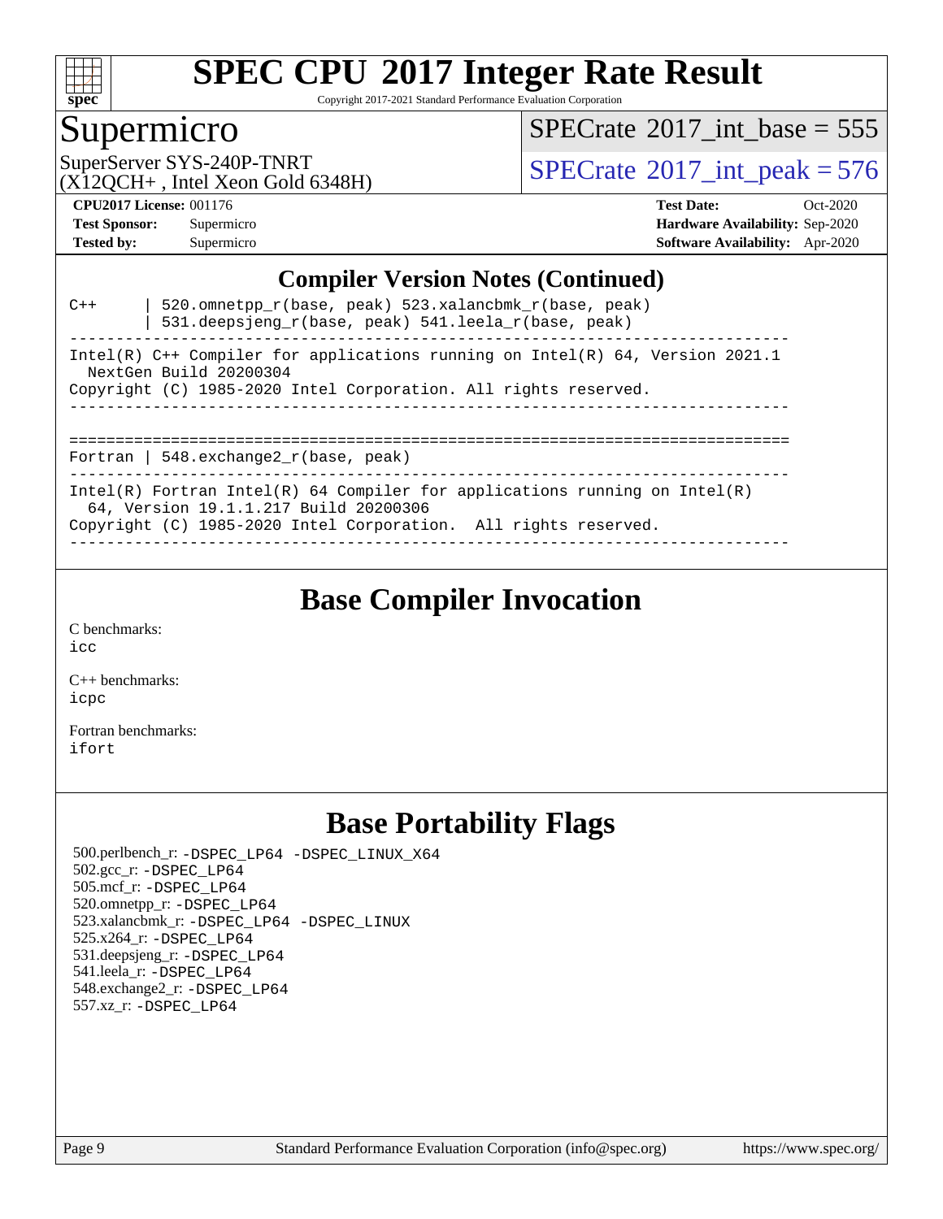# SPEC CPU 2017 Integer Rate Result

Copyright 2017-2021 Standard Performance Evaluation Corporation

## Supermicro

SuperServer SYS-240P-TNRT
(X12QCH+ , Intel Xeon Gold 6348H)

SPECrate 2017_int_base = 555

SPECrate 2017_int_peak = 576

**CPU2017 License:** 001176
**Test Sponsor:** Supermicro
**Tested by:** Supermicro

**Test Date:** Oct-2020
**Hardware Availability:** Sep-2020
**Software Availability:** Apr-2020

## Compiler Version Notes (Continued)

```
C++      | 520.omnetpp_r(base, peak) 523.xalancbmk_r(base, peak)
         | 531.deepsjeng_r(base, peak) 541.leela_r(base, peak)
------------------------------------------------------------------------------
Intel(R) C++ Compiler for applications running on Intel(R) 64, Version 2021.1
  NextGen Build 20200304
Copyright (C) 1985-2020 Intel Corporation. All rights reserved.
------------------------------------------------------------------------------

==============================================================================
Fortran | 548.exchange2_r(base, peak)
------------------------------------------------------------------------------
Intel(R) Fortran Intel(R) 64 Compiler for applications running on Intel(R)
  64, Version 19.1.1.217 Build 20200306
Copyright (C) 1985-2020 Intel Corporation.  All rights reserved.
------------------------------------------------------------------------------
```

## Base Compiler Invocation

C benchmarks:
icc

C++ benchmarks:
icpc

Fortran benchmarks:
ifort

## Base Portability Flags

500.perlbench_r: -DSPEC_LP64 -DSPEC_LINUX_X64
502.gcc_r: -DSPEC_LP64
505.mcf_r: -DSPEC_LP64
520.omnetpp_r: -DSPEC_LP64
523.xalancbmk_r: -DSPEC_LP64 -DSPEC_LINUX
525.x264_r: -DSPEC_LP64
531.deepsjeng_r: -DSPEC_LP64
541.leela_r: -DSPEC_LP64
548.exchange2_r: -DSPEC_LP64
557.xz_r: -DSPEC_LP64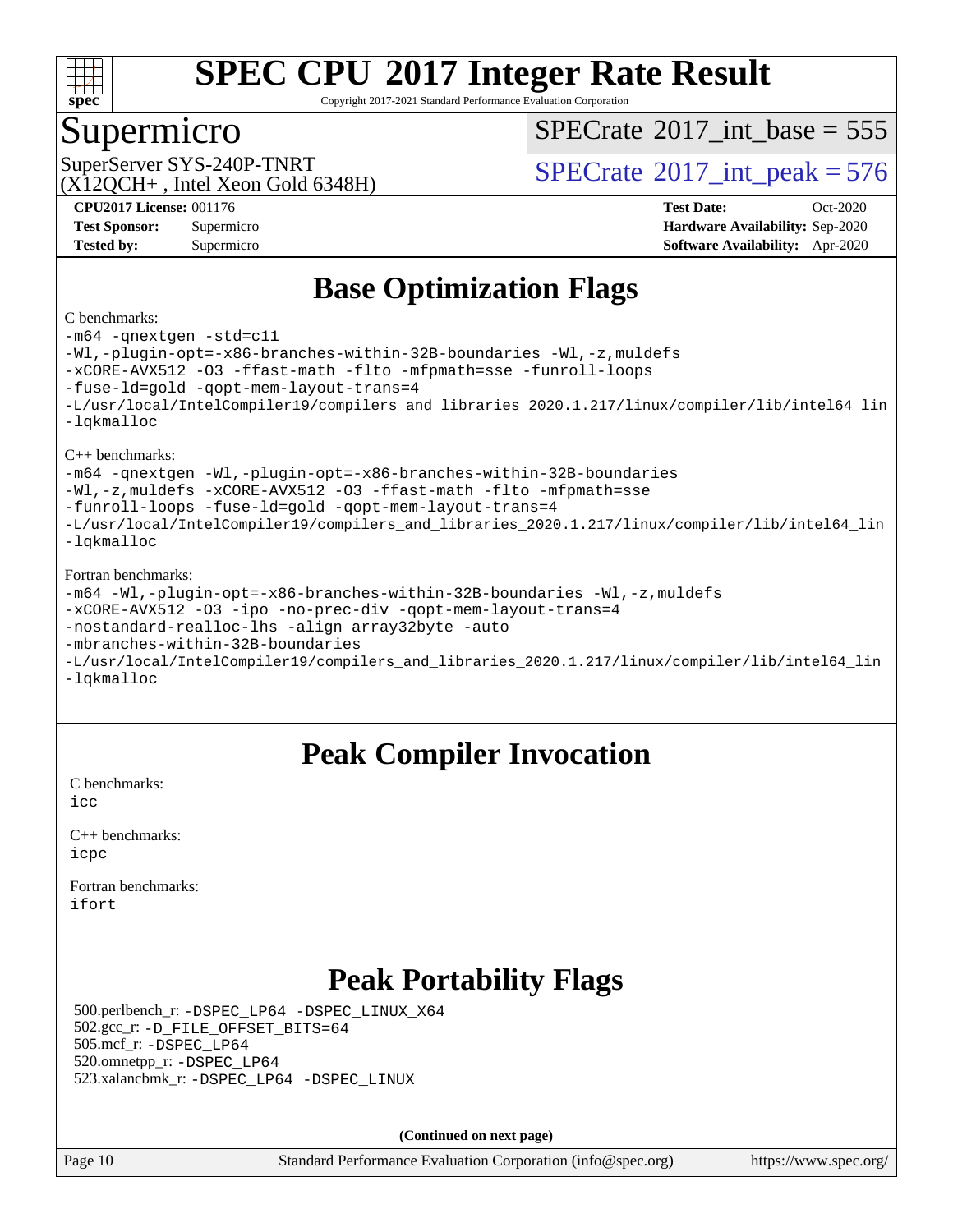# SPEC CPU 2017 Integer Rate Result

Copyright 2017-2021 Standard Performance Evaluation Corporation

## Supermicro

SuperServer SYS-240P-TNRT
(X12QCH+ , Intel Xeon Gold 6348H)

SPECrate 2017_int_base = 555

SPECrate 2017_int_peak = 576

**CPU2017 License:** 001176
**Test Sponsor:** Supermicro
**Tested by:** Supermicro

**Test Date:** Oct-2020
**Hardware Availability:** Sep-2020
**Software Availability:** Apr-2020

## Base Optimization Flags

C benchmarks:

```
-m64 -qnextgen -std=c11
-Wl,-plugin-opt=-x86-branches-within-32B-boundaries -Wl,-z,muldefs
-xCORE-AVX512 -O3 -ffast-math -flto -mfpmath=sse -funroll-loops
-fuse-ld=gold -qopt-mem-layout-trans=4
-L/usr/local/IntelCompiler19/compilers_and_libraries_2020.1.217/linux/compiler/lib/intel64_lin
-lqkmalloc
```

C++ benchmarks:

```
-m64 -qnextgen -Wl,-plugin-opt=-x86-branches-within-32B-boundaries
-Wl,-z,muldefs -xCORE-AVX512 -O3 -ffast-math -flto -mfpmath=sse
-funroll-loops -fuse-ld=gold -qopt-mem-layout-trans=4
-L/usr/local/IntelCompiler19/compilers_and_libraries_2020.1.217/linux/compiler/lib/intel64_lin
-lqkmalloc
```

Fortran benchmarks:

```
-m64 -Wl,-plugin-opt=-x86-branches-within-32B-boundaries -Wl,-z,muldefs
-xCORE-AVX512 -O3 -ipo -no-prec-div -qopt-mem-layout-trans=4
-nostandard-realloc-lhs -align array32byte -auto
-mbranches-within-32B-boundaries
-L/usr/local/IntelCompiler19/compilers_and_libraries_2020.1.217/linux/compiler/lib/intel64_lin
-lqkmalloc
```

## Peak Compiler Invocation

C benchmarks:
icc

C++ benchmarks:
icpc

Fortran benchmarks:
ifort

## Peak Portability Flags

500.perlbench_r: -DSPEC_LP64 -DSPEC_LINUX_X64
502.gcc_r: -D_FILE_OFFSET_BITS=64
505.mcf_r: -DSPEC_LP64
520.omnetpp_r: -DSPEC_LP64
523.xalancbmk_r: -DSPEC_LP64 -DSPEC_LINUX

**(Continued on next page)**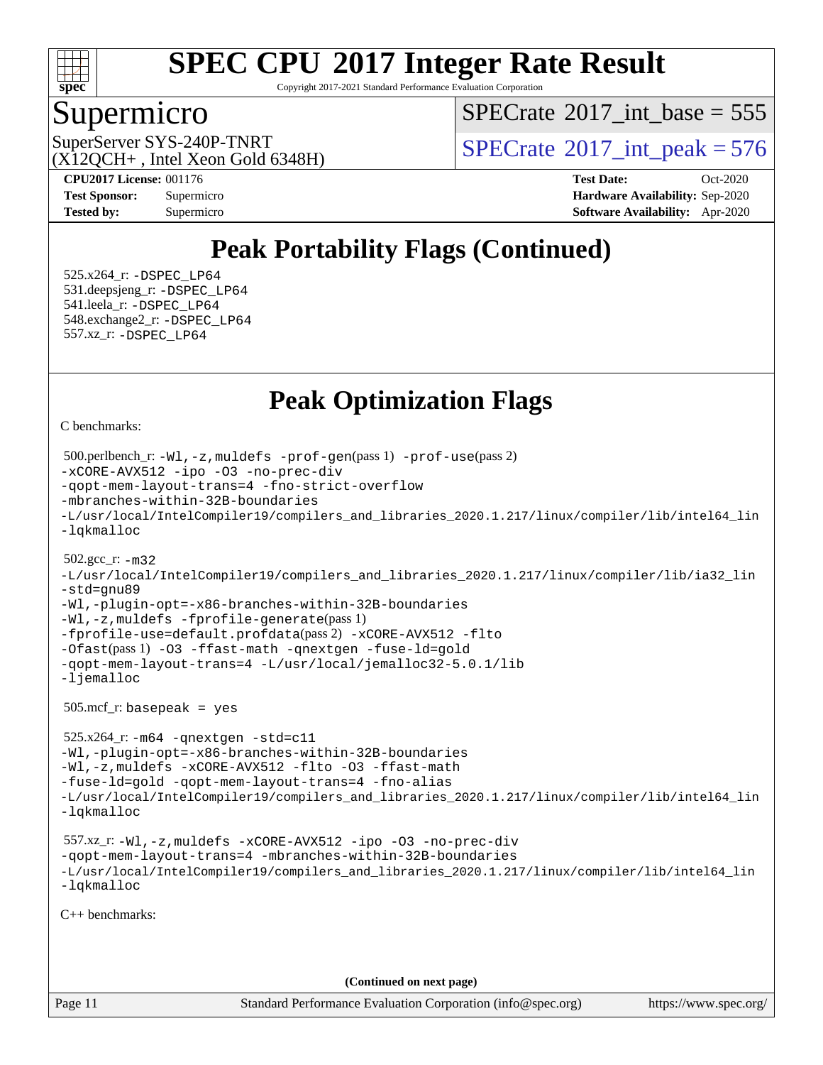# SPEC CPU 2017 Integer Rate Result

Copyright 2017-2021 Standard Performance Evaluation Corporation

## Supermicro

SuperServer SYS-240P-TNRT
(X12QCH+ , Intel Xeon Gold 6348H)

SPECrate 2017_int_base = 555

SPECrate 2017_int_peak = 576

**CPU2017 License:** 001176
**Test Sponsor:** Supermicro
**Tested by:** Supermicro

**Test Date:** Oct-2020
**Hardware Availability:** Sep-2020
**Software Availability:** Apr-2020

## Peak Portability Flags (Continued)

525.x264_r: -DSPEC_LP64
531.deepsjeng_r: -DSPEC_LP64
541.leela_r: -DSPEC_LP64
548.exchange2_r: -DSPEC_LP64
557.xz_r: -DSPEC_LP64

## Peak Optimization Flags

C benchmarks:

500.perlbench_r: -Wl,-z,muldefs -prof-gen(pass 1) -prof-use(pass 2)
-xCORE-AVX512 -ipo -O3 -no-prec-div
-qopt-mem-layout-trans=4 -fno-strict-overflow
-mbranches-within-32B-boundaries
-L/usr/local/IntelCompiler19/compilers_and_libraries_2020.1.217/linux/compiler/lib/intel64_lin
-lqkmalloc

502.gcc_r: -m32
-L/usr/local/IntelCompiler19/compilers_and_libraries_2020.1.217/linux/compiler/lib/ia32_lin
-std=gnu89
-Wl,-plugin-opt=-x86-branches-within-32B-boundaries
-Wl,-z,muldefs -fprofile-generate(pass 1)
-fprofile-use=default.profdata(pass 2) -xCORE-AVX512 -flto
-Ofast(pass 1) -O3 -ffast-math -qnextgen -fuse-ld=gold
-qopt-mem-layout-trans=4 -L/usr/local/jemalloc32-5.0.1/lib
-ljemalloc

505.mcf_r: basepeak = yes

525.x264_r: -m64 -qnextgen -std=c11
-Wl,-plugin-opt=-x86-branches-within-32B-boundaries
-Wl,-z,muldefs -xCORE-AVX512 -flto -O3 -ffast-math
-fuse-ld=gold -qopt-mem-layout-trans=4 -fno-alias
-L/usr/local/IntelCompiler19/compilers_and_libraries_2020.1.217/linux/compiler/lib/intel64_lin
-lqkmalloc

557.xz_r: -Wl,-z,muldefs -xCORE-AVX512 -ipo -O3 -no-prec-div
-qopt-mem-layout-trans=4 -mbranches-within-32B-boundaries
-L/usr/local/IntelCompiler19/compilers_and_libraries_2020.1.217/linux/compiler/lib/intel64_lin
-lqkmalloc

C++ benchmarks:

**(Continued on next page)**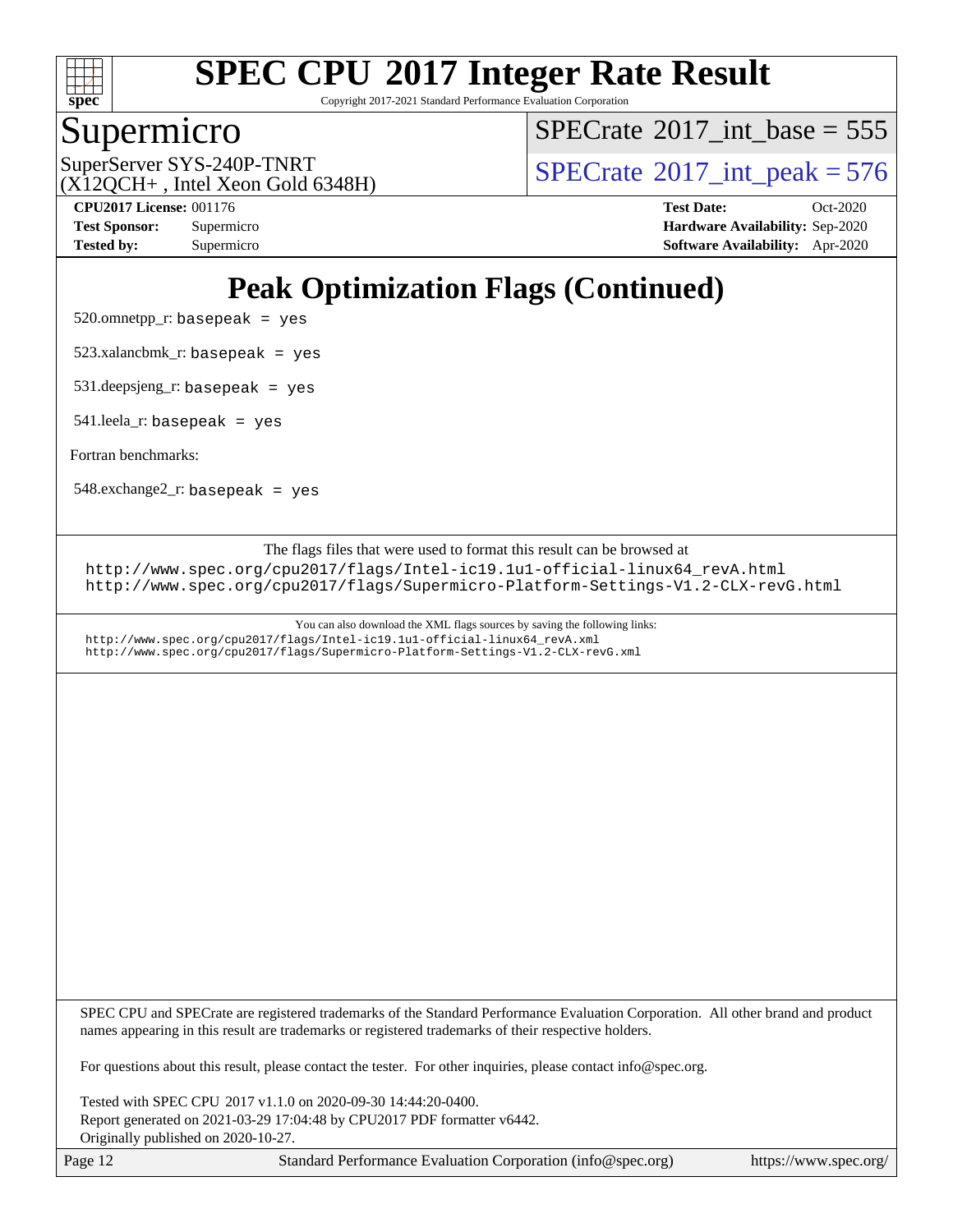# SPEC CPU 2017 Integer Rate Result

Copyright 2017-2021 Standard Performance Evaluation Corporation

## Supermicro

SuperServer SYS-240P-TNRT
(X12QCH+ , Intel Xeon Gold 6348H)

SPECrate 2017_int_base = 555

SPECrate 2017_int_peak = 576

**CPU2017 License:** 001176
**Test Sponsor:** Supermicro
**Tested by:** Supermicro

**Test Date:** Oct-2020
**Hardware Availability:** Sep-2020
**Software Availability:** Apr-2020

## Peak Optimization Flags (Continued)

520.omnetpp_r: basepeak = yes

523.xalancbmk_r: basepeak = yes

531.deepsjeng_r: basepeak = yes

541.leela_r: basepeak = yes

Fortran benchmarks:

548.exchange2_r: basepeak = yes

The flags files that were used to format this result can be browsed at
http://www.spec.org/cpu2017/flags/Intel-ic19.1u1-official-linux64_revA.html
http://www.spec.org/cpu2017/flags/Supermicro-Platform-Settings-V1.2-CLX-revG.html

You can also download the XML flags sources by saving the following links:
http://www.spec.org/cpu2017/flags/Intel-ic19.1u1-official-linux64_revA.xml
http://www.spec.org/cpu2017/flags/Supermicro-Platform-Settings-V1.2-CLX-revG.xml

SPEC CPU and SPECrate are registered trademarks of the Standard Performance Evaluation Corporation. All other brand and product names appearing in this result are trademarks or registered trademarks of their respective holders.

For questions about this result, please contact the tester. For other inquiries, please contact info@spec.org.

Tested with SPEC CPU 2017 v1.1.0 on 2020-09-30 14:44:20-0400.
Report generated on 2021-03-29 17:04:48 by CPU2017 PDF formatter v6442.
Originally published on 2020-10-27.